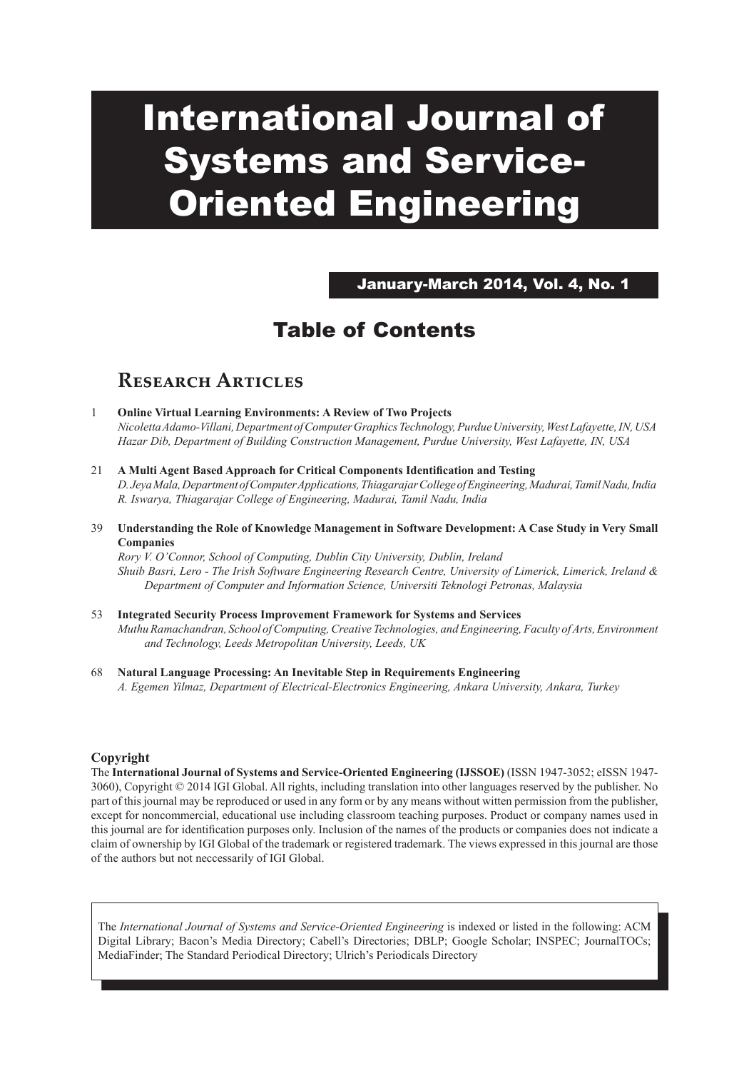# International Journal of Systems and Service-Oriented Engineering

January-March 2014, Vol. 4, No. 1

## Table of Contents

### Research Articles

1 **Online Virtual Learning Environments: A Review of Two Projects**
*Nicoletta Adamo-Villani, Department of Computer Graphics Technology, Purdue University, West Lafayette, IN, USA*
*Hazar Dib, Department of Building Construction Management, Purdue University, West Lafayette, IN, USA*

21 **A Multi Agent Based Approach for Critical Components Identification and Testing**
*D. Jeya Mala, Department of Computer Applications, Thiagarajar College of Engineering, Madurai, Tamil Nadu, India*
*R. Iswarya, Thiagarajar College of Engineering, Madurai, Tamil Nadu, India*

39 **Understanding the Role of Knowledge Management in Software Development: A Case Study in Very Small Companies**
*Rory V. O'Connor, School of Computing, Dublin City University, Dublin, Ireland*
*Shuib Basri, Lero - The Irish Software Engineering Research Centre, University of Limerick, Limerick, Ireland & Department of Computer and Information Science, Universiti Teknologi Petronas, Malaysia*

53 **Integrated Security Process Improvement Framework for Systems and Services**
*Muthu Ramachandran, School of Computing, Creative Technologies, and Engineering, Faculty of Arts, Environment and Technology, Leeds Metropolitan University, Leeds, UK*

68 **Natural Language Processing: An Inevitable Step in Requirements Engineering**
*A. Egemen Yilmaz, Department of Electrical-Electronics Engineering, Ankara University, Ankara, Turkey*

**Copyright**

The **International Journal of Systems and Service-Oriented Engineering (IJSSOE)** (ISSN 1947-3052; eISSN 1947-3060), Copyright © 2014 IGI Global. All rights, including translation into other languages reserved by the publisher. No part of this journal may be reproduced or used in any form or by any means without witten permission from the publisher, except for noncommercial, educational use including classroom teaching purposes. Product or company names used in this journal are for identification purposes only. Inclusion of the names of the products or companies does not indicate a claim of ownership by IGI Global of the trademark or registered trademark. The views expressed in this journal are those of the authors but not neccessarily of IGI Global.

The *International Journal of Systems and Service-Oriented Engineering* is indexed or listed in the following: ACM Digital Library; Bacon's Media Directory; Cabell's Directories; DBLP; Google Scholar; INSPEC; JournalTOCs; MediaFinder; The Standard Periodical Directory; Ulrich's Periodicals Directory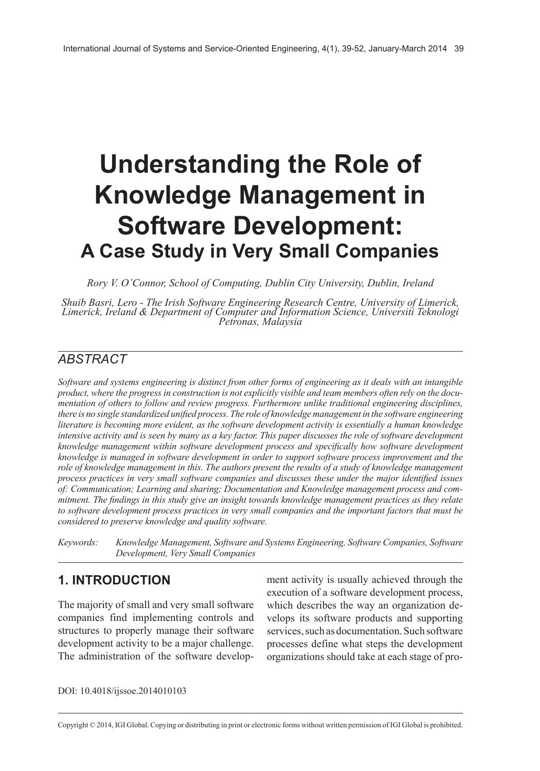# Understanding the Role of Knowledge Management in Software Development:

## A Case Study in Very Small Companies

*Rory V. O'Connor, School of Computing, Dublin City University, Dublin, Ireland*

*Shuib Basri, Lero - The Irish Software Engineering Research Centre, University of Limerick, Limerick, Ireland & Department of Computer and Information Science, Universiti Teknologi Petronas, Malaysia*

## ABSTRACT

*Software and systems engineering is distinct from other forms of engineering as it deals with an intangible product, where the progress in construction is not explicitly visible and team members often rely on the documentation of others to follow and review progress. Furthermore unlike traditional engineering disciplines, there is no single standardized unified process. The role of knowledge management in the software engineering literature is becoming more evident, as the software development activity is essentially a human knowledge intensive activity and is seen by many as a key factor. This paper discusses the role of software development knowledge management within software development process and specifically how software development knowledge is managed in software development in order to support software process improvement and the role of knowledge management in this. The authors present the results of a study of knowledge management process practices in very small software companies and discusses these under the major identified issues of: Communication; Learning and sharing; Documentation and Knowledge management process and commitment. The findings in this study give an insight towards knowledge management practices as they relate to software development process practices in very small companies and the important factors that must be considered to preserve knowledge and quality software.*

*Keywords:* Knowledge Management, Software and Systems Engineering, Software Companies, Software Development, Very Small Companies

## 1. INTRODUCTION

The majority of small and very small software companies find implementing controls and structures to properly manage their software development activity to be a major challenge. The administration of the software development activity is usually achieved through the execution of a software development process, which describes the way an organization develops its software products and supporting services, such as documentation. Such software processes define what steps the development organizations should take at each stage of pro-

DOI: 10.4018/ijssoe.2014010103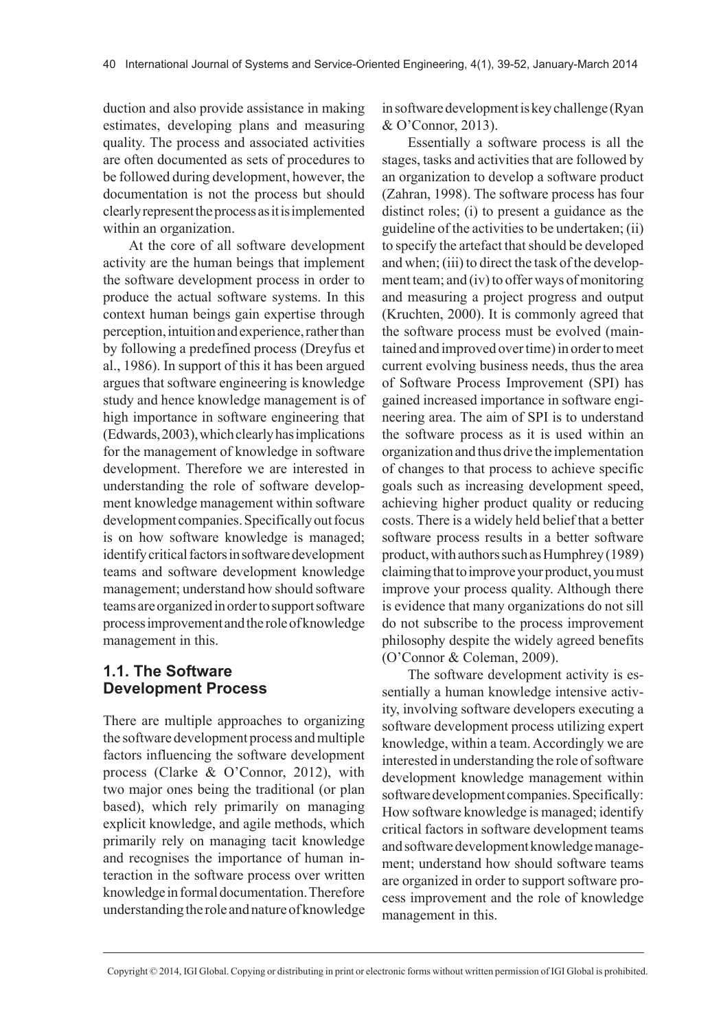duction and also provide assistance in making estimates, developing plans and measuring quality. The process and associated activities are often documented as sets of procedures to be followed during development, however, the documentation is not the process but should clearly represent the process as it is implemented within an organization.

At the core of all software development activity are the human beings that implement the software development process in order to produce the actual software systems. In this context human beings gain expertise through perception, intuition and experience, rather than by following a predefined process (Dreyfus et al., 1986). In support of this it has been argued argues that software engineering is knowledge study and hence knowledge management is of high importance in software engineering that (Edwards, 2003), which clearly has implications for the management of knowledge in software development. Therefore we are interested in understanding the role of software development knowledge management within software development companies. Specifically out focus is on how software knowledge is managed; identify critical factors in software development teams and software development knowledge management; understand how should software teams are organized in order to support software process improvement and the role of knowledge management in this.

## 1.1. The Software Development Process

There are multiple approaches to organizing the software development process and multiple factors influencing the software development process (Clarke & O'Connor, 2012), with two major ones being the traditional (or plan based), which rely primarily on managing explicit knowledge, and agile methods, which primarily rely on managing tacit knowledge and recognises the importance of human interaction in the software process over written knowledge in formal documentation. Therefore understanding the role and nature of knowledge in software development is key challenge (Ryan & O'Connor, 2013).

Essentially a software process is all the stages, tasks and activities that are followed by an organization to develop a software product (Zahran, 1998). The software process has four distinct roles; (i) to present a guidance as the guideline of the activities to be undertaken; (ii) to specify the artefact that should be developed and when; (iii) to direct the task of the development team; and (iv) to offer ways of monitoring and measuring a project progress and output (Kruchten, 2000). It is commonly agreed that the software process must be evolved (maintained and improved over time) in order to meet current evolving business needs, thus the area of Software Process Improvement (SPI) has gained increased importance in software engineering area. The aim of SPI is to understand the software process as it is used within an organization and thus drive the implementation of changes to that process to achieve specific goals such as increasing development speed, achieving higher product quality or reducing costs. There is a widely held belief that a better software process results in a better software product, with authors such as Humphrey (1989) claiming that to improve your product, you must improve your process quality. Although there is evidence that many organizations do not sill do not subscribe to the process improvement philosophy despite the widely agreed benefits (O'Connor & Coleman, 2009).

The software development activity is essentially a human knowledge intensive activity, involving software developers executing a software development process utilizing expert knowledge, within a team. Accordingly we are interested in understanding the role of software development knowledge management within software development companies. Specifically: How software knowledge is managed; identify critical factors in software development teams and software development knowledge management; understand how should software teams are organized in order to support software process improvement and the role of knowledge management in this.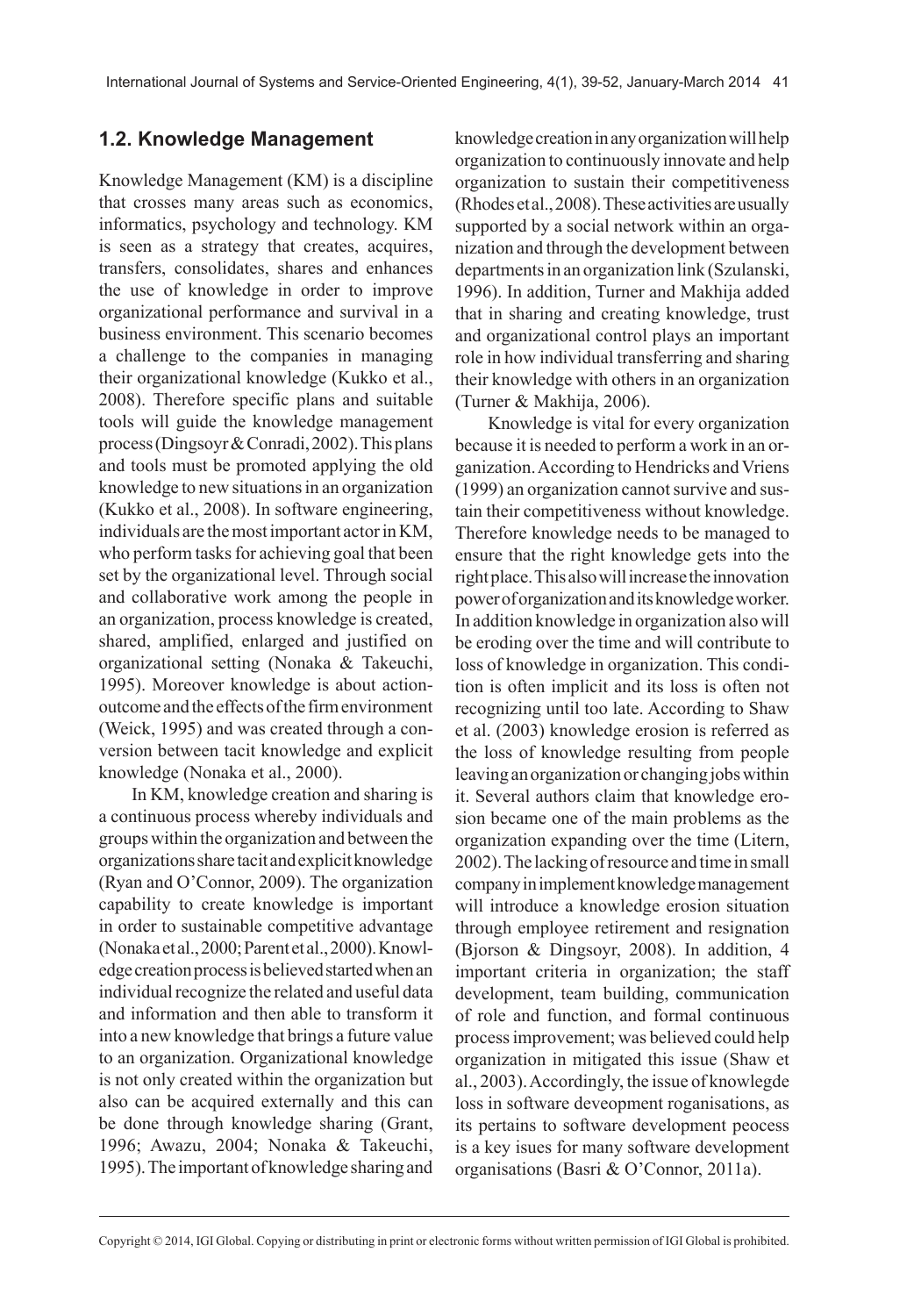## 1.2. Knowledge Management

Knowledge Management (KM) is a discipline that crosses many areas such as economics, informatics, psychology and technology. KM is seen as a strategy that creates, acquires, transfers, consolidates, shares and enhances the use of knowledge in order to improve organizational performance and survival in a business environment. This scenario becomes a challenge to the companies in managing their organizational knowledge (Kukko et al., 2008). Therefore specific plans and suitable tools will guide the knowledge management process (Dingsoyr & Conradi, 2002). This plans and tools must be promoted applying the old knowledge to new situations in an organization (Kukko et al., 2008). In software engineering, individuals are the most important actor in KM, who perform tasks for achieving goal that been set by the organizational level. Through social and collaborative work among the people in an organization, process knowledge is created, shared, amplified, enlarged and justified on organizational setting (Nonaka & Takeuchi, 1995). Moreover knowledge is about action-outcome and the effects of the firm environment (Weick, 1995) and was created through a conversion between tacit knowledge and explicit knowledge (Nonaka et al., 2000).

In KM, knowledge creation and sharing is a continuous process whereby individuals and groups within the organization and between the organizations share tacit and explicit knowledge (Ryan and O'Connor, 2009). The organization capability to create knowledge is important in order to sustainable competitive advantage (Nonaka et al., 2000; Parent et al., 2000). Knowledge creation process is believed started when an individual recognize the related and useful data and information and then able to transform it into a new knowledge that brings a future value to an organization. Organizational knowledge is not only created within the organization but also can be acquired externally and this can be done through knowledge sharing (Grant, 1996; Awazu, 2004; Nonaka & Takeuchi, 1995). The important of knowledge sharing and knowledge creation in any organization will help organization to continuously innovate and help organization to sustain their competitiveness (Rhodes et al., 2008). These activities are usually supported by a social network within an organization and through the development between departments in an organization link (Szulanski, 1996). In addition, Turner and Makhija added that in sharing and creating knowledge, trust and organizational control plays an important role in how individual transferring and sharing their knowledge with others in an organization (Turner & Makhija, 2006).

Knowledge is vital for every organization because it is needed to perform a work in an organization. According to Hendricks and Vriens (1999) an organization cannot survive and sustain their competitiveness without knowledge. Therefore knowledge needs to be managed to ensure that the right knowledge gets into the right place. This also will increase the innovation power of organization and its knowledge worker. In addition knowledge in organization also will be eroding over the time and will contribute to loss of knowledge in organization. This condition is often implicit and its loss is often not recognizing until too late. According to Shaw et al. (2003) knowledge erosion is referred as the loss of knowledge resulting from people leaving an organization or changing jobs within it. Several authors claim that knowledge erosion became one of the main problems as the organization expanding over the time (Litern, 2002). The lacking of resource and time in small company in implement knowledge management will introduce a knowledge erosion situation through employee retirement and resignation (Bjorson & Dingsoyr, 2008). In addition, 4 important criteria in organization; the staff development, team building, communication of role and function, and formal continuous process improvement; was believed could help organization in mitigated this issue (Shaw et al., 2003). Accordingly, the issue of knowlegde loss in software deveopment roganisations, as its pertains to software development peocess is a key issues for many software development organisations (Basri & O'Connor, 2011a).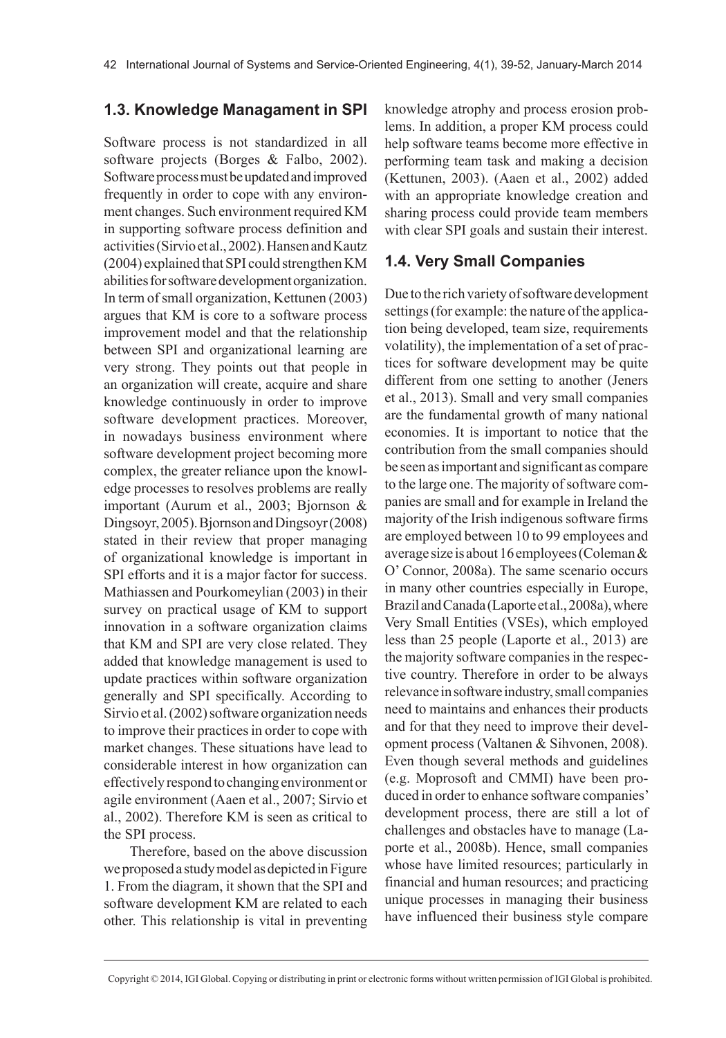### 1.3. Knowledge Managament in SPI

Software process is not standardized in all software projects (Borges & Falbo, 2002). Software process must be updated and improved frequently in order to cope with any environment changes. Such environment required KM in supporting software process definition and activities (Sirvio et al., 2002). Hansen and Kautz (2004) explained that SPI could strengthen KM abilities for software development organization. In term of small organization, Kettunen (2003) argues that KM is core to a software process improvement model and that the relationship between SPI and organizational learning are very strong. They points out that people in an organization will create, acquire and share knowledge continuously in order to improve software development practices. Moreover, in nowadays business environment where software development project becoming more complex, the greater reliance upon the knowledge processes to resolves problems are really important (Aurum et al., 2003; Bjornson & Dingsoyr, 2005). Bjornson and Dingsoyr (2008) stated in their review that proper managing of organizational knowledge is important in SPI efforts and it is a major factor for success. Mathiassen and Pourkomeylian (2003) in their survey on practical usage of KM to support innovation in a software organization claims that KM and SPI are very close related. They added that knowledge management is used to update practices within software organization generally and SPI specifically. According to Sirvio et al. (2002) software organization needs to improve their practices in order to cope with market changes. These situations have lead to considerable interest in how organization can effectively respond to changing environment or agile environment (Aaen et al., 2007; Sirvio et al., 2002). Therefore KM is seen as critical to the SPI process.

Therefore, based on the above discussion we proposed a study model as depicted in Figure 1. From the diagram, it shown that the SPI and software development KM are related to each other. This relationship is vital in preventing knowledge atrophy and process erosion problems. In addition, a proper KM process could help software teams become more effective in performing team task and making a decision (Kettunen, 2003). (Aaen et al., 2002) added with an appropriate knowledge creation and sharing process could provide team members with clear SPI goals and sustain their interest.

### 1.4. Very Small Companies

Due to the rich variety of software development settings (for example: the nature of the application being developed, team size, requirements volatility), the implementation of a set of practices for software development may be quite different from one setting to another (Jeners et al., 2013). Small and very small companies are the fundamental growth of many national economies. It is important to notice that the contribution from the small companies should be seen as important and significant as compare to the large one. The majority of software companies are small and for example in Ireland the majority of the Irish indigenous software firms are employed between 10 to 99 employees and average size is about 16 employees (Coleman & O' Connor, 2008a). The same scenario occurs in many other countries especially in Europe, Brazil and Canada (Laporte et al., 2008a), where Very Small Entities (VSEs), which employed less than 25 people (Laporte et al., 2013) are the majority software companies in the respective country. Therefore in order to be always relevance in software industry, small companies need to maintains and enhances their products and for that they need to improve their development process (Valtanen & Sihvonen, 2008). Even though several methods and guidelines (e.g. Moprosoft and CMMI) have been produced in order to enhance software companies' development process, there are still a lot of challenges and obstacles have to manage (Laporte et al., 2008b). Hence, small companies whose have limited resources; particularly in financial and human resources; and practicing unique processes in managing their business have influenced their business style compare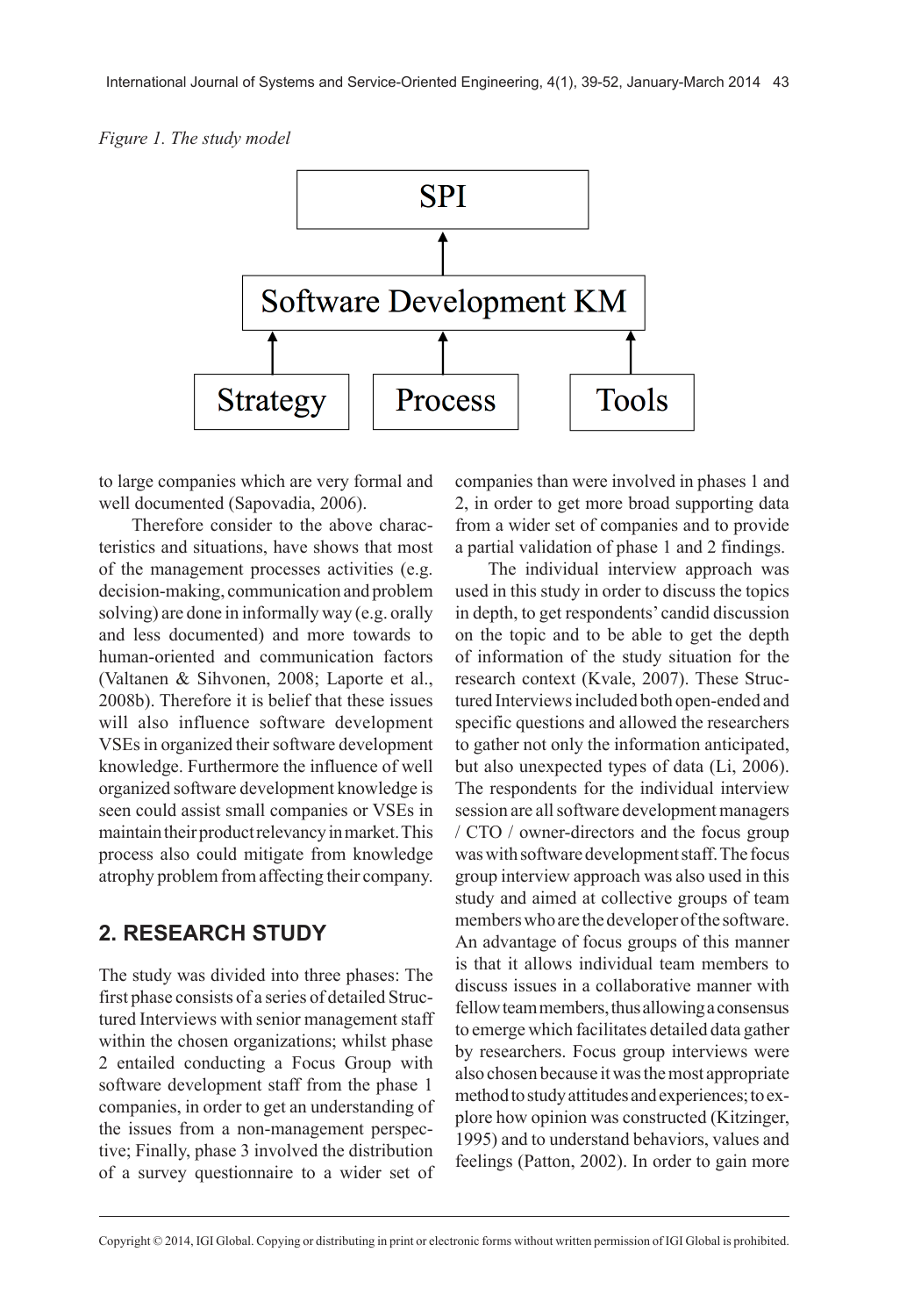*Figure 1. The study model*

SPI

Software Development KM

Strategy Process Tools

to large companies which are very formal and well documented (Sapovadia, 2006).

Therefore consider to the above characteristics and situations, have shows that most of the management processes activities (e.g. decision-making, communication and problem solving) are done in informally way (e.g. orally and less documented) and more towards to human-oriented and communication factors (Valtanen & Sihvonen, 2008; Laporte et al., 2008b). Therefore it is belief that these issues will also influence software development VSEs in organized their software development knowledge. Furthermore the influence of well organized software development knowledge is seen could assist small companies or VSEs in maintain their product relevancy in market. This process also could mitigate from knowledge atrophy problem from affecting their company.

## 2. RESEARCH STUDY

The study was divided into three phases: The first phase consists of a series of detailed Structured Interviews with senior management staff within the chosen organizations; whilst phase 2 entailed conducting a Focus Group with software development staff from the phase 1 companies, in order to get an understanding of the issues from a non-management perspective; Finally, phase 3 involved the distribution of a survey questionnaire to a wider set of companies than were involved in phases 1 and 2, in order to get more broad supporting data from a wider set of companies and to provide a partial validation of phase 1 and 2 findings.

The individual interview approach was used in this study in order to discuss the topics in depth, to get respondents' candid discussion on the topic and to be able to get the depth of information of the study situation for the research context (Kvale, 2007). These Structured Interviews included both open-ended and specific questions and allowed the researchers to gather not only the information anticipated, but also unexpected types of data (Li, 2006). The respondents for the individual interview session are all software development managers / CTO / owner-directors and the focus group was with software development staff. The focus group interview approach was also used in this study and aimed at collective groups of team members who are the developer of the software. An advantage of focus groups of this manner is that it allows individual team members to discuss issues in a collaborative manner with fellow team members, thus allowing a consensus to emerge which facilitates detailed data gather by researchers. Focus group interviews were also chosen because it was the most appropriate method to study attitudes and experiences; to explore how opinion was constructed (Kitzinger, 1995) and to understand behaviors, values and feelings (Patton, 2002). In order to gain more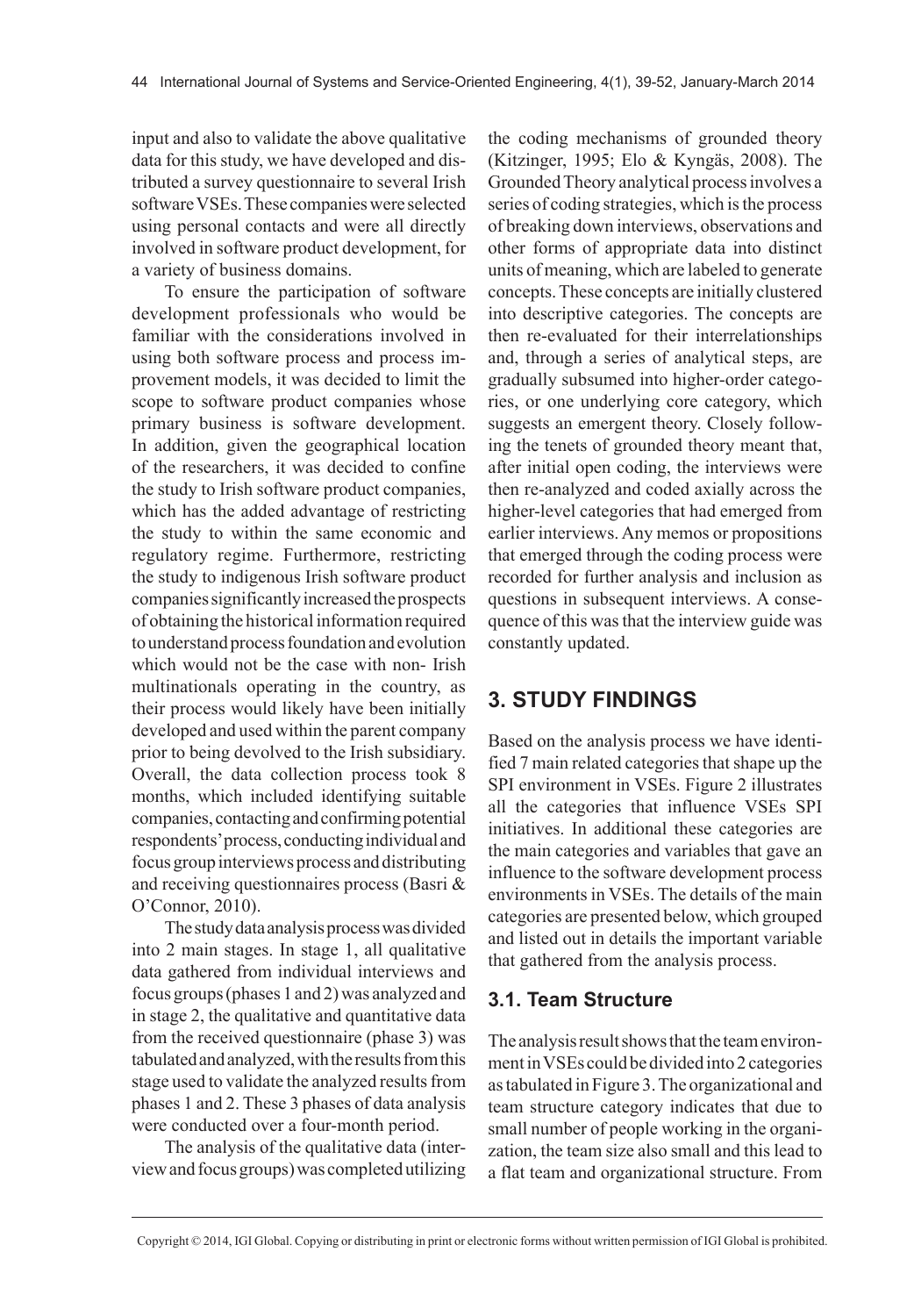input and also to validate the above qualitative data for this study, we have developed and distributed a survey questionnaire to several Irish software VSEs. These companies were selected using personal contacts and were all directly involved in software product development, for a variety of business domains.

To ensure the participation of software development professionals who would be familiar with the considerations involved in using both software process and process improvement models, it was decided to limit the scope to software product companies whose primary business is software development. In addition, given the geographical location of the researchers, it was decided to confine the study to Irish software product companies, which has the added advantage of restricting the study to within the same economic and regulatory regime. Furthermore, restricting the study to indigenous Irish software product companies significantly increased the prospects of obtaining the historical information required to understand process foundation and evolution which would not be the case with non- Irish multinationals operating in the country, as their process would likely have been initially developed and used within the parent company prior to being devolved to the Irish subsidiary. Overall, the data collection process took 8 months, which included identifying suitable companies, contacting and confirming potential respondents' process, conducting individual and focus group interviews process and distributing and receiving questionnaires process (Basri & O'Connor, 2010).

The study data analysis process was divided into 2 main stages. In stage 1, all qualitative data gathered from individual interviews and focus groups (phases 1 and 2) was analyzed and in stage 2, the qualitative and quantitative data from the received questionnaire (phase 3) was tabulated and analyzed, with the results from this stage used to validate the analyzed results from phases 1 and 2. These 3 phases of data analysis were conducted over a four-month period.

The analysis of the qualitative data (interview and focus groups) was completed utilizing the coding mechanisms of grounded theory (Kitzinger, 1995; Elo & Kyngäs, 2008). The Grounded Theory analytical process involves a series of coding strategies, which is the process of breaking down interviews, observations and other forms of appropriate data into distinct units of meaning, which are labeled to generate concepts. These concepts are initially clustered into descriptive categories. The concepts are then re-evaluated for their interrelationships and, through a series of analytical steps, are gradually subsumed into higher-order categories, or one underlying core category, which suggests an emergent theory. Closely following the tenets of grounded theory meant that, after initial open coding, the interviews were then re-analyzed and coded axially across the higher-level categories that had emerged from earlier interviews. Any memos or propositions that emerged through the coding process were recorded for further analysis and inclusion as questions in subsequent interviews. A consequence of this was that the interview guide was constantly updated.

## 3. STUDY FINDINGS

Based on the analysis process we have identified 7 main related categories that shape up the SPI environment in VSEs. Figure 2 illustrates all the categories that influence VSEs SPI initiatives. In additional these categories are the main categories and variables that gave an influence to the software development process environments in VSEs. The details of the main categories are presented below, which grouped and listed out in details the important variable that gathered from the analysis process.

### 3.1. Team Structure

The analysis result shows that the team environment in VSEs could be divided into 2 categories as tabulated in Figure 3. The organizational and team structure category indicates that due to small number of people working in the organization, the team size also small and this lead to a flat team and organizational structure. From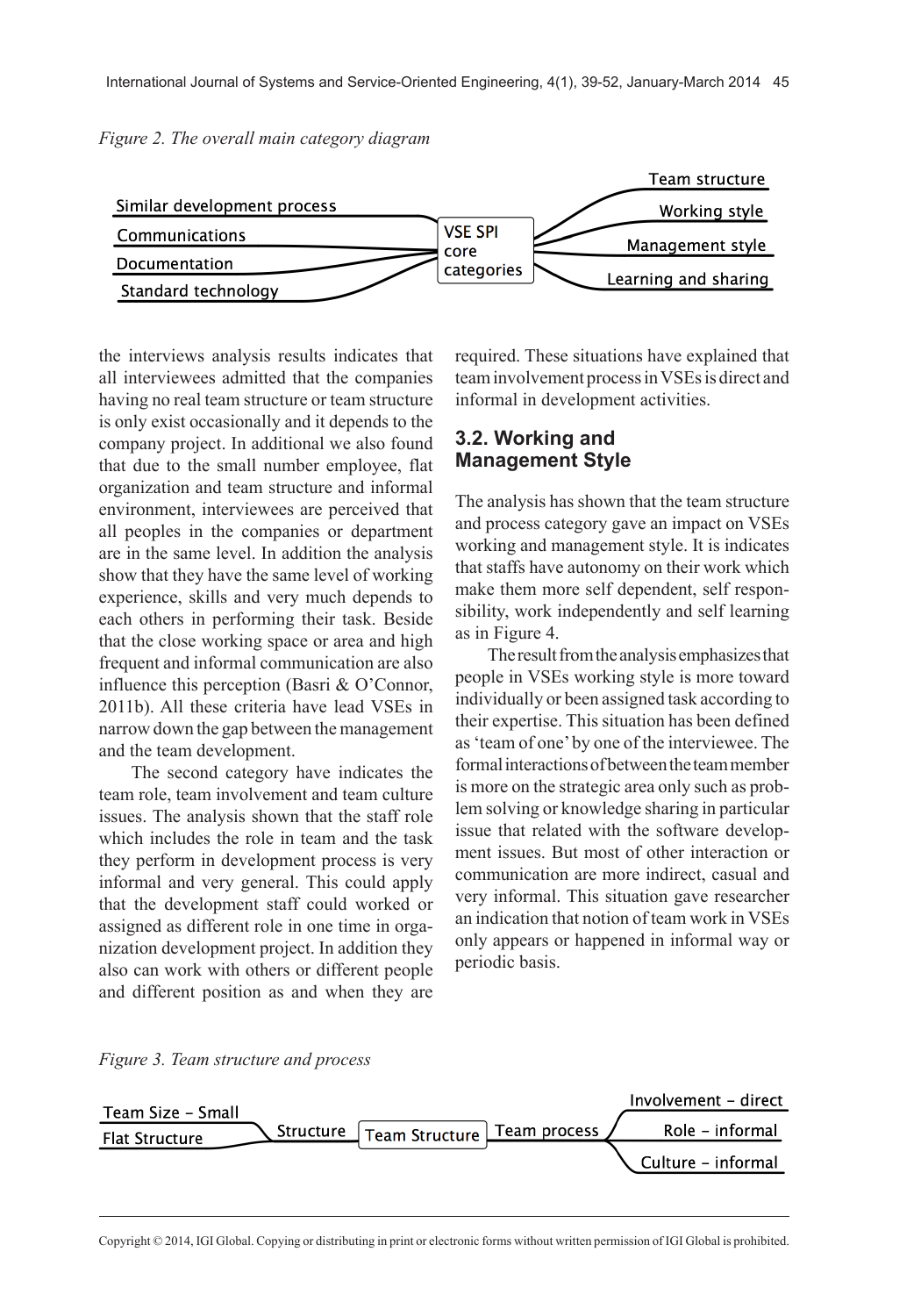*Figure 2. The overall main category diagram*

Similar development process
Communications
Documentation
Standard technology
VSE SPI core categories
Team structure
Working style
Management style
Learning and sharing

the interviews analysis results indicates that all interviewees admitted that the companies having no real team structure or team structure is only exist occasionally and it depends to the company project. In additional we also found that due to the small number employee, flat organization and team structure and informal environment, interviewees are perceived that all peoples in the companies or department are in the same level. In addition the analysis show that they have the same level of working experience, skills and very much depends to each others in performing their task. Beside that the close working space or area and high frequent and informal communication are also influence this perception (Basri & O'Connor, 2011b). All these criteria have lead VSEs in narrow down the gap between the management and the team development.

The second category have indicates the team role, team involvement and team culture issues. The analysis shown that the staff role which includes the role in team and the task they perform in development process is very informal and very general. This could apply that the development staff could worked or assigned as different role in one time in organization development project. In addition they also can work with others or different people and different position as and when they are required. These situations have explained that team involvement process in VSEs is direct and informal in development activities.

### 3.2. Working and Management Style

The analysis has shown that the team structure and process category gave an impact on VSEs working and management style. It is indicates that staffs have autonomy on their work which make them more self dependent, self responsibility, work independently and self learning as in Figure 4.

The result from the analysis emphasizes that people in VSEs working style is more toward individually or been assigned task according to their expertise. This situation has been defined as 'team of one' by one of the interviewee. The formal interactions of between the team member is more on the strategic area only such as problem solving or knowledge sharing in particular issue that related with the software development issues. But most of other interaction or communication are more indirect, casual and very informal. This situation gave researcher an indication that notion of team work in VSEs only appears or happened in informal way or periodic basis.

*Figure 3. Team structure and process*

Team Size - Small
Flat Structure
Structure
Team Structure
Team process
Involvement - direct
Role - informal
Culture - informal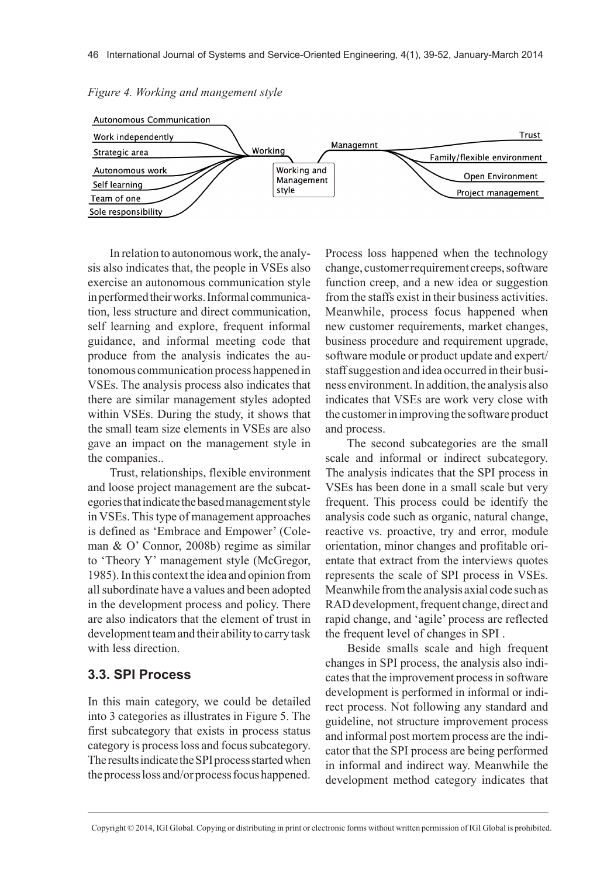*Figure 4. Working and mangement style*

In relation to autonomous work, the analysis also indicates that, the people in VSEs also exercise an autonomous communication style in performed their works. Informal communication, less structure and direct communication, self learning and explore, frequent informal guidance, and informal meeting code that produce from the analysis indicates the autonomous communication process happened in VSEs. The analysis process also indicates that there are similar management styles adopted within VSEs. During the study, it shows that the small team size elements in VSEs are also gave an impact on the management style in the companies..

Trust, relationships, flexible environment and loose project management are the subcategories that indicate the based management style in VSEs. This type of management approaches is defined as 'Embrace and Empower' (Coleman & O' Connor, 2008b) regime as similar to 'Theory Y' management style (McGregor, 1985). In this context the idea and opinion from all subordinate have a values and been adopted in the development process and policy. There are also indicators that the element of trust in development team and their ability to carry task with less direction.

### 3.3. SPI Process

In this main category, we could be detailed into 3 categories as illustrates in Figure 5. The first subcategory that exists in process status category is process loss and focus subcategory. The results indicate the SPI process started when the process loss and/or process focus happened. Process loss happened when the technology change, customer requirement creeps, software function creep, and a new idea or suggestion from the staffs exist in their business activities. Meanwhile, process focus happened when new customer requirements, market changes, business procedure and requirement upgrade, software module or product update and expert/staff suggestion and idea occurred in their business environment. In addition, the analysis also indicates that VSEs are work very close with the customer in improving the software product and process.

The second subcategories are the small scale and informal or indirect subcategory. The analysis indicates that the SPI process in VSEs has been done in a small scale but very frequent. This process could be identify the analysis code such as organic, natural change, reactive vs. proactive, try and error, module orientation, minor changes and profitable orientate that extract from the interviews quotes represents the scale of SPI process in VSEs. Meanwhile from the analysis axial code such as RAD development, frequent change, direct and rapid change, and 'agile' process are reflected the frequent level of changes in SPI .

Beside smalls scale and high frequent changes in SPI process, the analysis also indicates that the improvement process in software development is performed in informal or indirect process. Not following any standard and guideline, not structure improvement process and informal post mortem process are the indicator that the SPI process are being performed in informal and indirect way. Meanwhile the development method category indicates that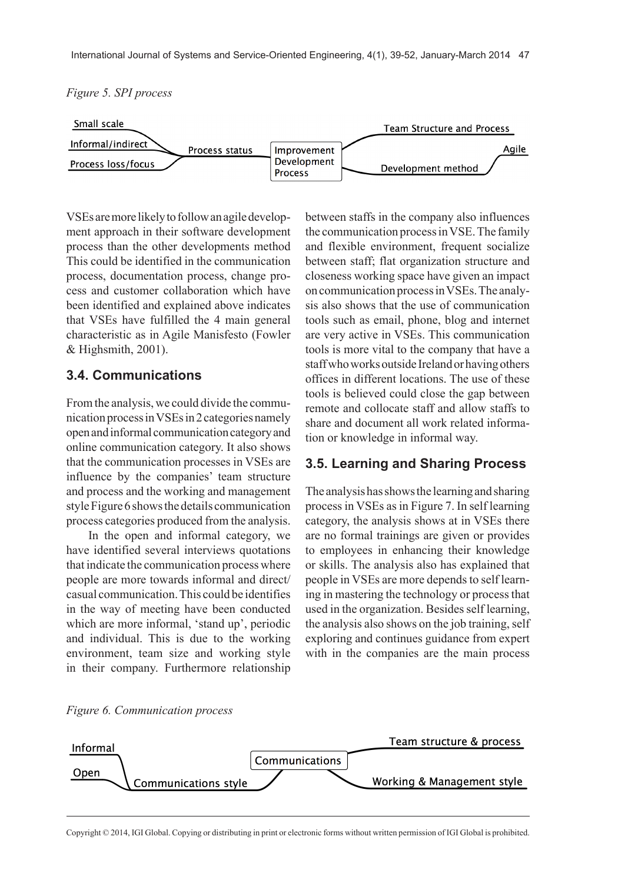*Figure 5. SPI process*

Small scale
Informal/indirect
Process loss/focus
Process status
Improvement Development Process
Team Structure and Process
Agile
Development method

VSEs are more likely to follow an agile development approach in their software development process than the other developments method This could be identified in the communication process, documentation process, change process and customer collaboration which have been identified and explained above indicates that VSEs have fulfilled the 4 main general characteristic as in Agile Manisfesto (Fowler & Highsmith, 2001).

## 3.4. Communications

From the analysis, we could divide the communication process in VSEs in 2 categories namely open and informal communication category and online communication category. It also shows that the communication processes in VSEs are influence by the companies' team structure and process and the working and management style Figure 6 shows the details communication process categories produced from the analysis.

In the open and informal category, we have identified several interviews quotations that indicate the communication process where people are more towards informal and direct/casual communication. This could be identifies in the way of meeting have been conducted which are more informal, 'stand up', periodic and individual. This is due to the working environment, team size and working style in their company. Furthermore relationship between staffs in the company also influences the communication process in VSE. The family and flexible environment, frequent socialize between staff; flat organization structure and closeness working space have given an impact on communication process in VSEs. The analysis also shows that the use of communication tools such as email, phone, blog and internet are very active in VSEs. This communication tools is more vital to the company that have a staff who works outside Ireland or having others offices in different locations. The use of these tools is believed could close the gap between remote and collocate staff and allow staffs to share and document all work related information or knowledge in informal way.

## 3.5. Learning and Sharing Process

The analysis has shows the learning and sharing process in VSEs as in Figure 7. In self learning category, the analysis shows at in VSEs there are no formal trainings are given or provides to employees in enhancing their knowledge or skills. The analysis also has explained that people in VSEs are more depends to self learning in mastering the technology or process that used in the organization. Besides self learning, the analysis also shows on the job training, self exploring and continues guidance from expert with in the companies are the main process

*Figure 6. Communication process*

Informal
Open
Communications style
Communications
Team structure & process
Working & Management style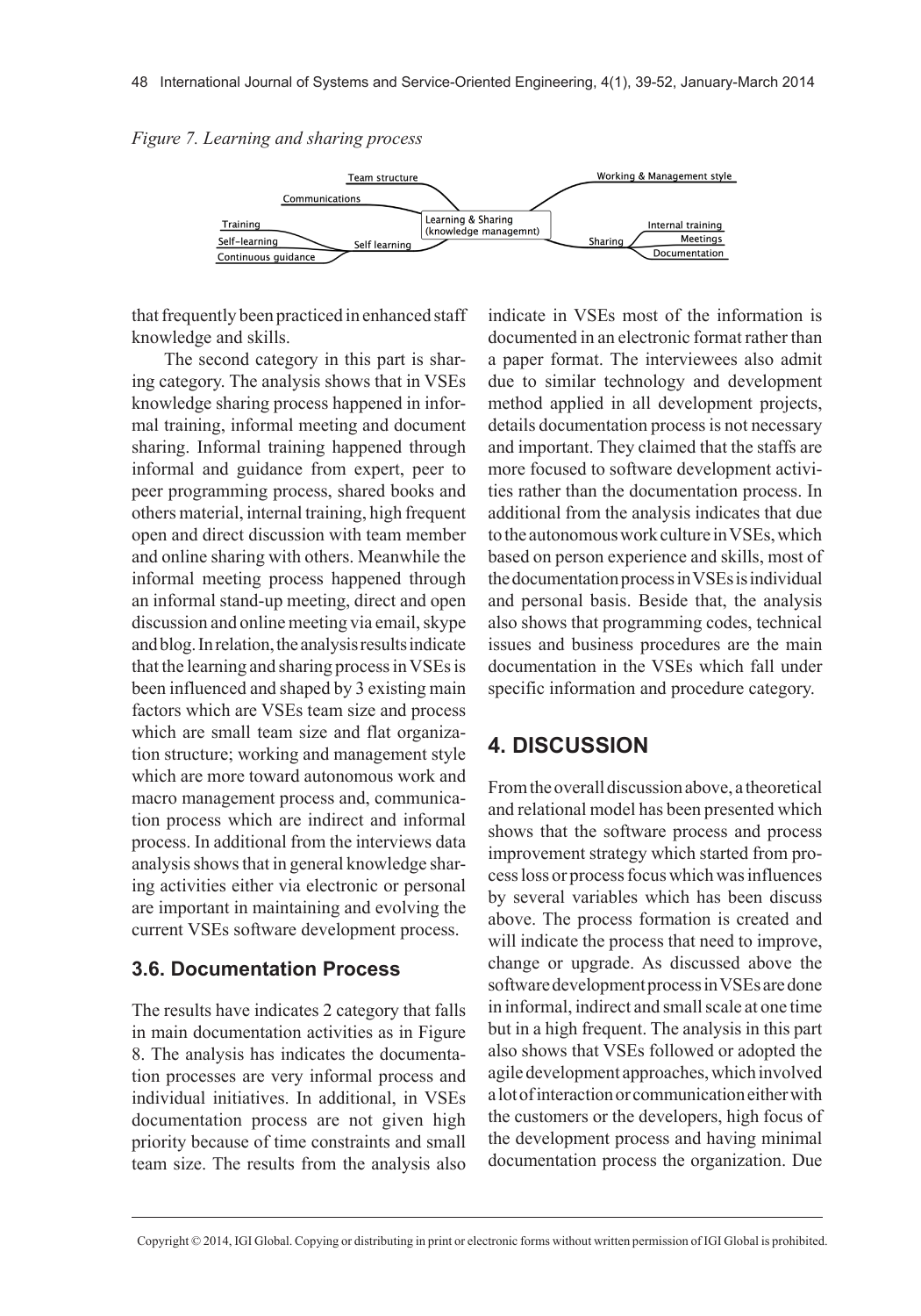*Figure 7. Learning and sharing process*

Team structure
Communications
Training
Self-learning
Continuous guidance
Self learning
Learning & Sharing (knowledge managemnt)
Working & Management style
Internal training
Meetings
Documentation
Sharing

that frequently been practiced in enhanced staff knowledge and skills.

The second category in this part is sharing category. The analysis shows that in VSEs knowledge sharing process happened in informal training, informal meeting and document sharing. Informal training happened through informal and guidance from expert, peer to peer programming process, shared books and others material, internal training, high frequent open and direct discussion with team member and online sharing with others. Meanwhile the informal meeting process happened through an informal stand-up meeting, direct and open discussion and online meeting via email, skype and blog. In relation, the analysis results indicate that the learning and sharing process in VSEs is been influenced and shaped by 3 existing main factors which are VSEs team size and process which are small team size and flat organization structure; working and management style which are more toward autonomous work and macro management process and, communication process which are indirect and informal process. In additional from the interviews data analysis shows that in general knowledge sharing activities either via electronic or personal are important in maintaining and evolving the current VSEs software development process.

### 3.6. Documentation Process

The results have indicates 2 category that falls in main documentation activities as in Figure 8. The analysis has indicates the documentation processes are very informal process and individual initiatives. In additional, in VSEs documentation process are not given high priority because of time constraints and small team size. The results from the analysis also indicate in VSEs most of the information is documented in an electronic format rather than a paper format. The interviewees also admit due to similar technology and development method applied in all development projects, details documentation process is not necessary and important. They claimed that the staffs are more focused to software development activities rather than the documentation process. In additional from the analysis indicates that due to the autonomous work culture in VSEs, which based on person experience and skills, most of the documentation process in VSEs is individual and personal basis. Beside that, the analysis also shows that programming codes, technical issues and business procedures are the main documentation in the VSEs which fall under specific information and procedure category.

## 4. DISCUSSION

From the overall discussion above, a theoretical and relational model has been presented which shows that the software process and process improvement strategy which started from process loss or process focus which was influences by several variables which has been discuss above. The process formation is created and will indicate the process that need to improve, change or upgrade. As discussed above the software development process in VSEs are done in informal, indirect and small scale at one time but in a high frequent. The analysis in this part also shows that VSEs followed or adopted the agile development approaches, which involved a lot of interaction or communication either with the customers or the developers, high focus of the development process and having minimal documentation process the organization. Due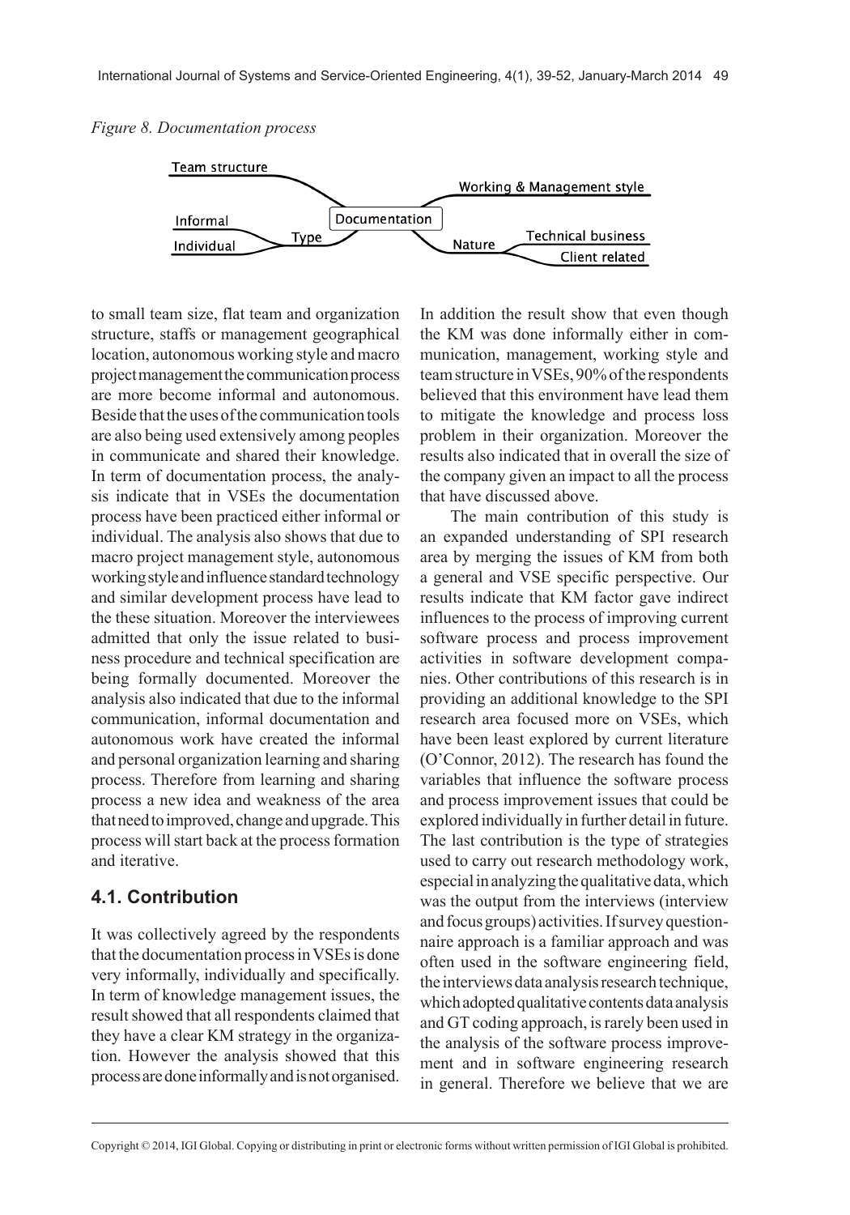*Figure 8. Documentation process*

to small team size, flat team and organization structure, staffs or management geographical location, autonomous working style and macro project management the communication process are more become informal and autonomous. Beside that the uses of the communication tools are also being used extensively among peoples in communicate and shared their knowledge. In term of documentation process, the analysis indicate that in VSEs the documentation process have been practiced either informal or individual. The analysis also shows that due to macro project management style, autonomous working style and influence standard technology and similar development process have lead to the these situation. Moreover the interviewees admitted that only the issue related to business procedure and technical specification are being formally documented. Moreover the analysis also indicated that due to the informal communication, informal documentation and autonomous work have created the informal and personal organization learning and sharing process. Therefore from learning and sharing process a new idea and weakness of the area that need to improved, change and upgrade. This process will start back at the process formation and iterative.

## 4.1. Contribution

It was collectively agreed by the respondents that the documentation process in VSEs is done very informally, individually and specifically. In term of knowledge management issues, the result showed that all respondents claimed that they have a clear KM strategy in the organization. However the analysis showed that this process are done informally and is not organised. In addition the result show that even though the KM was done informally either in communication, management, working style and team structure in VSEs, 90% of the respondents believed that this environment have lead them to mitigate the knowledge and process loss problem in their organization. Moreover the results also indicated that in overall the size of the company given an impact to all the process that have discussed above.

The main contribution of this study is an expanded understanding of SPI research area by merging the issues of KM from both a general and VSE specific perspective. Our results indicate that KM factor gave indirect influences to the process of improving current software process and process improvement activities in software development companies. Other contributions of this research is in providing an additional knowledge to the SPI research area focused more on VSEs, which have been least explored by current literature (O'Connor, 2012). The research has found the variables that influence the software process and process improvement issues that could be explored individually in further detail in future. The last contribution is the type of strategies used to carry out research methodology work, especial in analyzing the qualitative data, which was the output from the interviews (interview and focus groups) activities. If survey questionnaire approach is a familiar approach and was often used in the software engineering field, the interviews data analysis research technique, which adopted qualitative contents data analysis and GT coding approach, is rarely been used in the analysis of the software process improvement and in software engineering research in general. Therefore we believe that we are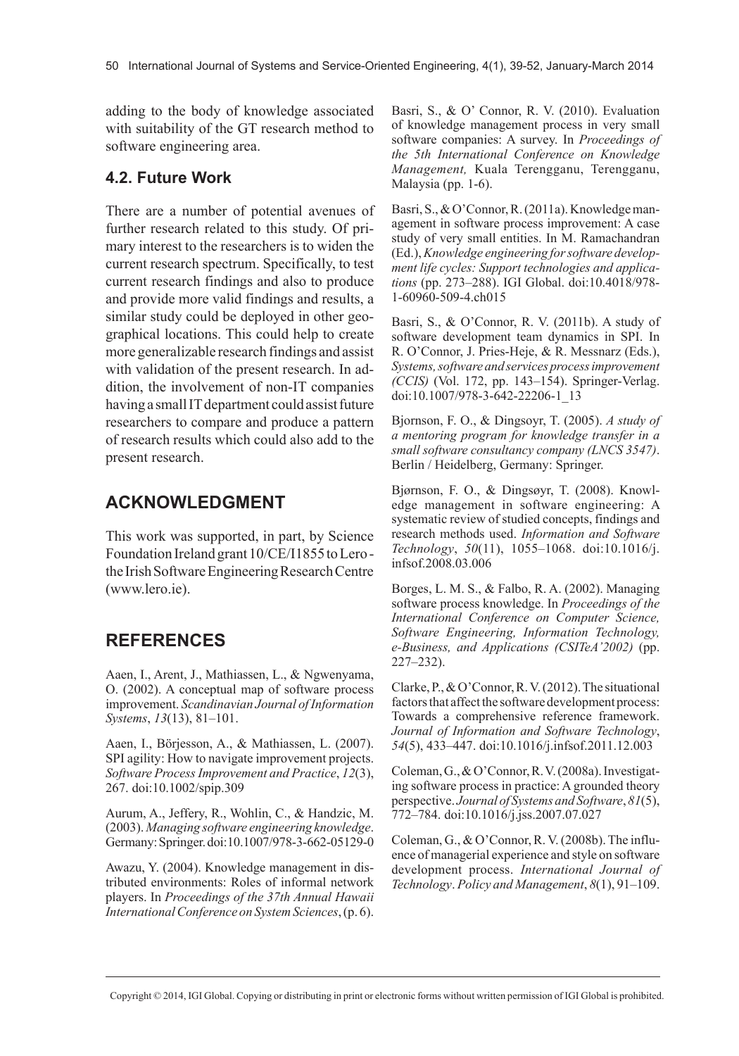adding to the body of knowledge associated with suitability of the GT research method to software engineering area.

### 4.2. Future Work

There are a number of potential avenues of further research related to this study. Of primary interest to the researchers is to widen the current research spectrum. Specifically, to test current research findings and also to produce and provide more valid findings and results, a similar study could be deployed in other geographical locations. This could help to create more generalizable research findings and assist with validation of the present research. In addition, the involvement of non-IT companies having a small IT department could assist future researchers to compare and produce a pattern of research results which could also add to the present research.

## ACKNOWLEDGMENT

This work was supported, in part, by Science Foundation Ireland grant 10/CE/I1855 to Lero - the Irish Software Engineering Research Centre (www.lero.ie).

## REFERENCES

Aaen, I., Arent, J., Mathiassen, L., & Ngwenyama, O. (2002). A conceptual map of software process improvement. *Scandinavian Journal of Information Systems*, *13*(13), 81–101.

Aaen, I., Börjesson, A., & Mathiassen, L. (2007). SPI agility: How to navigate improvement projects. *Software Process Improvement and Practice*, *12*(3), 267. doi:10.1002/spip.309

Aurum, A., Jeffery, R., Wohlin, C., & Handzic, M. (2003). *Managing software engineering knowledge*. Germany: Springer. doi:10.1007/978-3-662-05129-0

Awazu, Y. (2004). Knowledge management in distributed environments: Roles of informal network players. In *Proceedings of the 37th Annual Hawaii International Conference on System Sciences*, (p. 6).

Basri, S., & O' Connor, R. V. (2010). Evaluation of knowledge management process in very small software companies: A survey. In *Proceedings of the 5th International Conference on Knowledge Management,* Kuala Terengganu, Terengganu, Malaysia (pp. 1-6).

Basri, S., & O'Connor, R. (2011a). Knowledge management in software process improvement: A case study of very small entities. In M. Ramachandran (Ed.), *Knowledge engineering for software development life cycles: Support technologies and applications* (pp. 273–288). IGI Global. doi:10.4018/978-1-60960-509-4.ch015

Basri, S., & O'Connor, R. V. (2011b). A study of software development team dynamics in SPI. In R. O'Connor, J. Pries-Heje, & R. Messnarz (Eds.), *Systems, software and services process improvement (CCIS)* (Vol. 172, pp. 143–154). Springer-Verlag. doi:10.1007/978-3-642-22206-1_13

Bjornson, F. O., & Dingsoyr, T. (2005). *A study of a mentoring program for knowledge transfer in a small software consultancy company (LNCS 3547)*. Berlin / Heidelberg, Germany: Springer.

Bjørnson, F. O., & Dingsøyr, T. (2008). Knowledge management in software engineering: A systematic review of studied concepts, findings and research methods used. *Information and Software Technology*, *50*(11), 1055–1068. doi:10.1016/j.infsof.2008.03.006

Borges, L. M. S., & Falbo, R. A. (2002). Managing software process knowledge. In *Proceedings of the International Conference on Computer Science, Software Engineering, Information Technology, e-Business, and Applications (CSITeA'2002)* (pp. 227–232).

Clarke, P., & O'Connor, R. V. (2012). The situational factors that affect the software development process: Towards a comprehensive reference framework. *Journal of Information and Software Technology*, *54*(5), 433–447. doi:10.1016/j.infsof.2011.12.003

Coleman, G., & O'Connor, R. V. (2008a). Investigating software process in practice: A grounded theory perspective. *Journal of Systems and Software*, *81*(5), 772–784. doi:10.1016/j.jss.2007.07.027

Coleman, G., & O'Connor, R. V. (2008b). The influence of managerial experience and style on software development process. *International Journal of Technology*. *Policy and Management*, *8*(1), 91–109.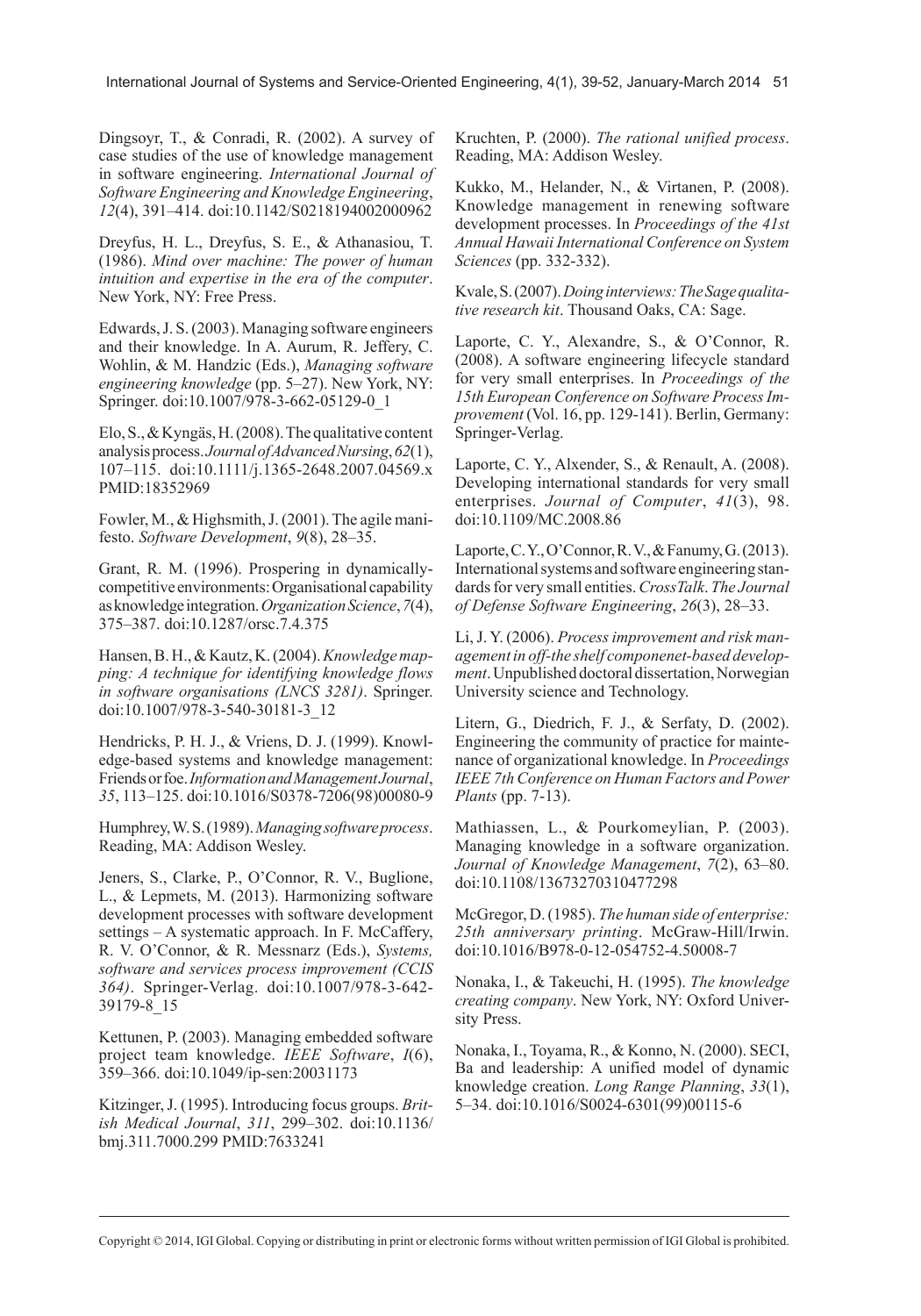Dingsoyr, T., & Conradi, R. (2002). A survey of case studies of the use of knowledge management in software engineering. *International Journal of Software Engineering and Knowledge Engineering*, *12*(4), 391–414. doi:10.1142/S0218194002000962

Dreyfus, H. L., Dreyfus, S. E., & Athanasiou, T. (1986). *Mind over machine: The power of human intuition and expertise in the era of the computer*. New York, NY: Free Press.

Edwards, J. S. (2003). Managing software engineers and their knowledge. In A. Aurum, R. Jeffery, C. Wohlin, & M. Handzic (Eds.), *Managing software engineering knowledge* (pp. 5–27). New York, NY: Springer. doi:10.1007/978-3-662-05129-0_1

Elo, S., & Kyngäs, H. (2008). The qualitative content analysis process. *Journal of Advanced Nursing*, *62*(1), 107–115. doi:10.1111/j.1365-2648.2007.04569.x PMID:18352969

Fowler, M., & Highsmith, J. (2001). The agile manifesto. *Software Development*, *9*(8), 28–35.

Grant, R. M. (1996). Prospering in dynamically-competitive environments: Organisational capability as knowledge integration. *Organization Science*, *7*(4), 375–387. doi:10.1287/orsc.7.4.375

Hansen, B. H., & Kautz, K. (2004). *Knowledge mapping: A technique for identifying knowledge flows in software organisations (LNCS 3281)*. Springer. doi:10.1007/978-3-540-30181-3_12

Hendricks, P. H. J., & Vriens, D. J. (1999). Knowledge-based systems and knowledge management: Friends or foe. *Information and Management Journal*, *35*, 113–125. doi:10.1016/S0378-7206(98)00080-9

Humphrey, W. S. (1989). *Managing software process*. Reading, MA: Addison Wesley.

Jeners, S., Clarke, P., O'Connor, R. V., Buglione, L., & Lepmets, M. (2013). Harmonizing software development processes with software development settings – A systematic approach. In F. McCaffery, R. V. O'Connor, & R. Messnarz (Eds.), *Systems, software and services process improvement (CCIS 364)*. Springer-Verlag. doi:10.1007/978-3-642-39179-8_15

Kettunen, P. (2003). Managing embedded software project team knowledge. *IEEE Software*, *I*(6), 359–366. doi:10.1049/ip-sen:20031173

Kitzinger, J. (1995). Introducing focus groups. *British Medical Journal*, *311*, 299–302. doi:10.1136/bmj.311.7000.299 PMID:7633241

Kruchten, P. (2000). *The rational unified process*. Reading, MA: Addison Wesley.

Kukko, M., Helander, N., & Virtanen, P. (2008). Knowledge management in renewing software development processes. In *Proceedings of the 41st Annual Hawaii International Conference on System Sciences* (pp. 332-332).

Kvale, S. (2007). *Doing interviews: The Sage qualitative research kit*. Thousand Oaks, CA: Sage.

Laporte, C. Y., Alexandre, S., & O'Connor, R. (2008). A software engineering lifecycle standard for very small enterprises. In *Proceedings of the 15th European Conference on Software Process Improvement* (Vol. 16, pp. 129-141). Berlin, Germany: Springer-Verlag.

Laporte, C. Y., Alxender, S., & Renault, A. (2008). Developing international standards for very small enterprises. *Journal of Computer*, *41*(3), 98. doi:10.1109/MC.2008.86

Laporte, C. Y., O'Connor, R. V., & Fanumy, G. (2013). International systems and software engineering standards for very small entities. *CrossTalk*. *The Journal of Defense Software Engineering*, *26*(3), 28–33.

Li, J. Y. (2006). *Process improvement and risk management in off-the shelf componenet-based development*. Unpublished doctoral dissertation, Norwegian University science and Technology.

Litern, G., Diedrich, F. J., & Serfaty, D. (2002). Engineering the community of practice for maintenance of organizational knowledge. In *Proceedings IEEE 7th Conference on Human Factors and Power Plants* (pp. 7-13).

Mathiassen, L., & Pourkomeylian, P. (2003). Managing knowledge in a software organization. *Journal of Knowledge Management*, *7*(2), 63–80. doi:10.1108/13673270310477298

McGregor, D. (1985). *The human side of enterprise: 25th anniversary printing*. McGraw-Hill/Irwin. doi:10.1016/B978-0-12-054752-4.50008-7

Nonaka, I., & Takeuchi, H. (1995). *The knowledge creating company*. New York, NY: Oxford University Press.

Nonaka, I., Toyama, R., & Konno, N. (2000). SECI, Ba and leadership: A unified model of dynamic knowledge creation. *Long Range Planning*, *33*(1), 5–34. doi:10.1016/S0024-6301(99)00115-6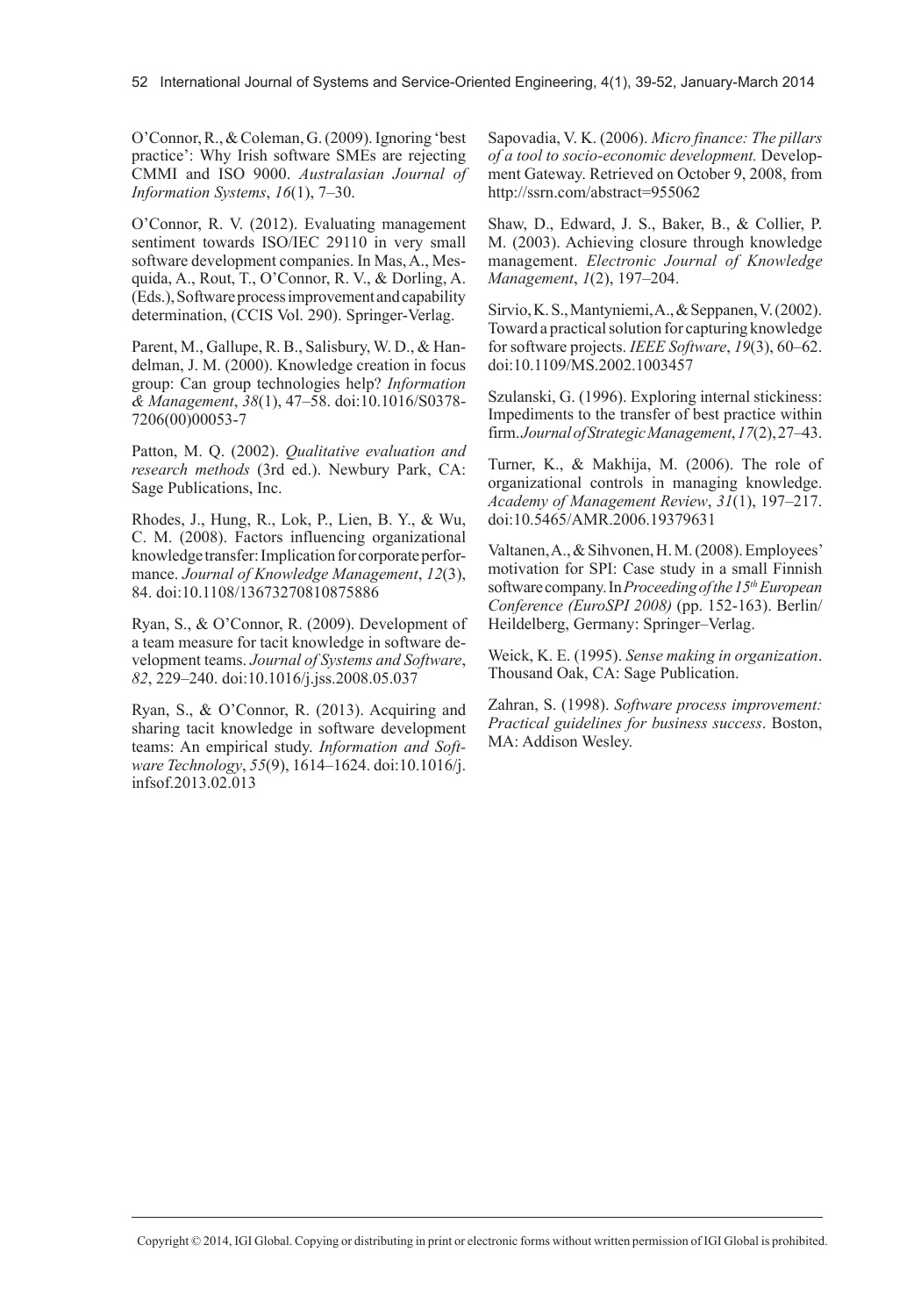O'Connor, R., & Coleman, G. (2009). Ignoring 'best practice': Why Irish software SMEs are rejecting CMMI and ISO 9000. *Australasian Journal of Information Systems*, *16*(1), 7–30.

O'Connor, R. V. (2012). Evaluating management sentiment towards ISO/IEC 29110 in very small software development companies. In Mas, A., Mesquida, A., Rout, T., O'Connor, R. V., & Dorling, A. (Eds.), Software process improvement and capability determination, (CCIS Vol. 290). Springer-Verlag.

Parent, M., Gallupe, R. B., Salisbury, W. D., & Handelman, J. M. (2000). Knowledge creation in focus group: Can group technologies help? *Information & Management*, *38*(1), 47–58. doi:10.1016/S0378-7206(00)00053-7

Patton, M. Q. (2002). *Qualitative evaluation and research methods* (3rd ed.). Newbury Park, CA: Sage Publications, Inc.

Rhodes, J., Hung, R., Lok, P., Lien, B. Y., & Wu, C. M. (2008). Factors influencing organizational knowledge transfer: Implication for corporate performance. *Journal of Knowledge Management*, *12*(3), 84. doi:10.1108/13673270810875886

Ryan, S., & O'Connor, R. (2009). Development of a team measure for tacit knowledge in software development teams. *Journal of Systems and Software*, *82*, 229–240. doi:10.1016/j.jss.2008.05.037

Ryan, S., & O'Connor, R. (2013). Acquiring and sharing tacit knowledge in software development teams: An empirical study. *Information and Software Technology*, *55*(9), 1614–1624. doi:10.1016/j.infsof.2013.02.013

Sapovadia, V. K. (2006). *Micro finance: The pillars of a tool to socio-economic development.* Development Gateway. Retrieved on October 9, 2008, from http://ssrn.com/abstract=955062

Shaw, D., Edward, J. S., Baker, B., & Collier, P. M. (2003). Achieving closure through knowledge management. *Electronic Journal of Knowledge Management*, *1*(2), 197–204.

Sirvio, K. S., Mantyniemi, A., & Seppanen, V. (2002). Toward a practical solution for capturing knowledge for software projects. *IEEE Software*, *19*(3), 60–62. doi:10.1109/MS.2002.1003457

Szulanski, G. (1996). Exploring internal stickiness: Impediments to the transfer of best practice within firm. *Journal of Strategic Management*, *17*(2), 27–43.

Turner, K., & Makhija, M. (2006). The role of organizational controls in managing knowledge. *Academy of Management Review*, *31*(1), 197–217. doi:10.5465/AMR.2006.19379631

Valtanen, A., & Sihvonen, H. M. (2008). Employees' motivation for SPI: Case study in a small Finnish software company. In *Proceeding of the 15th European Conference (EuroSPI 2008)* (pp. 152-163). Berlin/Heildelberg, Germany: Springer–Verlag.

Weick, K. E. (1995). *Sense making in organization*. Thousand Oak, CA: Sage Publication.

Zahran, S. (1998). *Software process improvement: Practical guidelines for business success*. Boston, MA: Addison Wesley.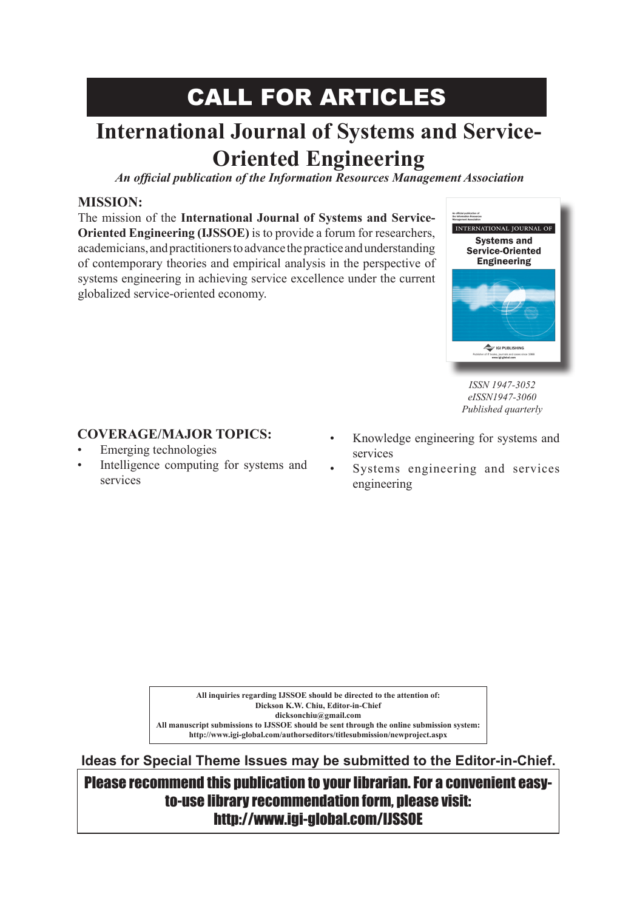# CALL FOR ARTICLES

# International Journal of Systems and Service-Oriented Engineering

*An official publication of the Information Resources Management Association*

## MISSION:

The mission of the **International Journal of Systems and Service-Oriented Engineering (IJSSOE)** is to provide a forum for researchers, academicians, and practitioners to advance the practice and understanding of contemporary theories and empirical analysis in the perspective of systems engineering in achieving service excellence under the current globalized service-oriented economy.

*ISSN 1947-3052*
*eISSN1947-3060*
*Published quarterly*

## COVERAGE/MAJOR TOPICS:

- Emerging technologies
- Intelligence computing for systems and services
- Knowledge engineering for systems and services
- Systems engineering and services engineering

**All inquiries regarding IJSSOE should be directed to the attention of:**
**Dickson K.W. Chiu, Editor-in-Chief**
**dicksonchiu@gmail.com**
**All manuscript submissions to IJSSOE should be sent through the online submission system:**
**http://www.igi-global.com/authorseditors/titlesubmission/newproject.aspx**

**Ideas for Special Theme Issues may be submitted to the Editor-in-Chief.**

**Please recommend this publication to your librarian. For a convenient easy-to-use library recommendation form, please visit: http://www.igi-global.com/IJSSOE**